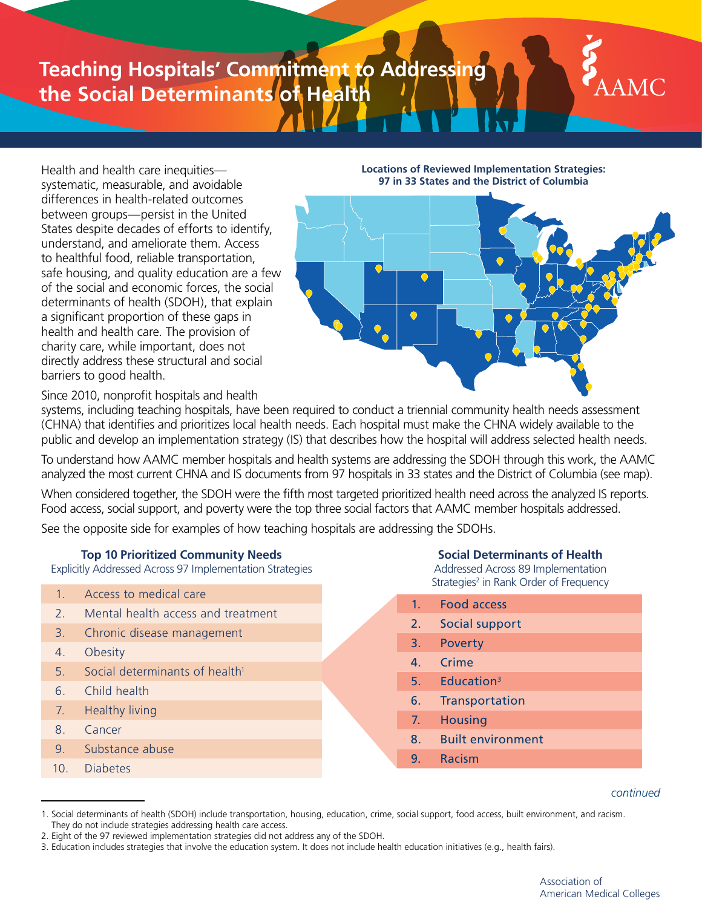# Teaching Hospitals' Commitment to Addressing the Social Determinants of Health

Health and health care inequities—systematic, measurable, and avoidable differences in health-related outcomes between groups—persist in the United States despite decades of efforts to identify, understand, and ameliorate them. Access to healthful food, reliable transportation, safe housing, and quality education are a few of the social and economic forces, the social determinants of health (SDOH), that explain a significant proportion of these gaps in health and health care. The provision of charity care, while important, does not directly address these structural and social barriers to good health.

**Locations of Reviewed Implementation Strategies: 97 in 33 States and the District of Columbia**

Since 2010, nonprofit hospitals and health systems, including teaching hospitals, have been required to conduct a triennial community health needs assessment (CHNA) that identifies and prioritizes local health needs. Each hospital must make the CHNA widely available to the public and develop an implementation strategy (IS) that describes how the hospital will address selected health needs.

To understand how AAMC member hospitals and health systems are addressing the SDOH through this work, the AAMC analyzed the most current CHNA and IS documents from 97 hospitals in 33 states and the District of Columbia (see map).

When considered together, the SDOH were the fifth most targeted prioritized health need across the analyzed IS reports. Food access, social support, and poverty were the top three social factors that AAMC member hospitals addressed.

See the opposite side for examples of how teaching hospitals are addressing the SDOHs.

**Top 10 Prioritized Community Needs**
Explicitly Addressed Across 97 Implementation Strategies

1. Access to medical care
2. Mental health access and treatment
3. Chronic disease management
4. Obesity
5. Social determinants of health[1]
6. Child health
7. Healthy living
8. Cancer
9. Substance abuse
10. Diabetes

**Social Determinants of Health**
Addressed Across 89 Implementation Strategies[2] in Rank Order of Frequency

1. Food access
2. Social support
3. Poverty
4. Crime
5. Education[3]
6. Transportation
7. Housing
8. Built environment
9. Racism

*continued*

1. Social determinants of health (SDOH) include transportation, housing, education, crime, social support, food access, built environment, and racism. They do not include strategies addressing health care access.
2. Eight of the 97 reviewed implementation strategies did not address any of the SDOH.
3. Education includes strategies that involve the education system. It does not include health education initiatives (e.g., health fairs).

Association of American Medical Colleges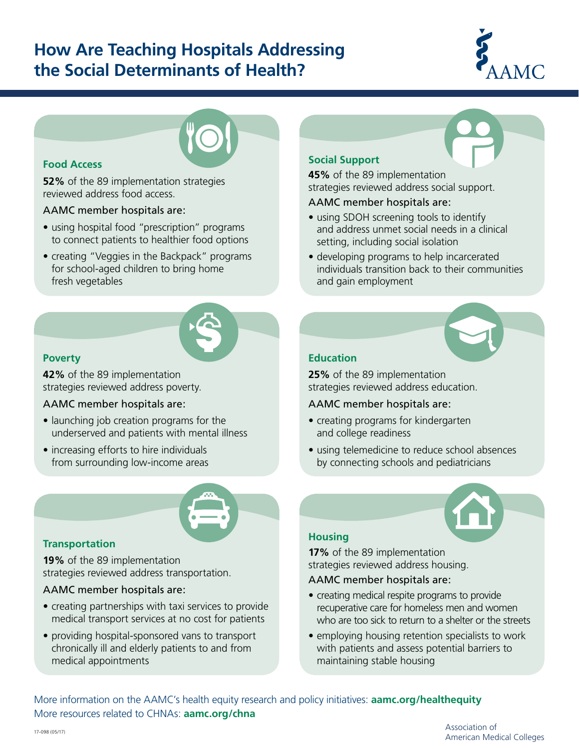# How Are Teaching Hospitals Addressing the Social Determinants of Health?

AAMC

### Food Access

**52%** of the 89 implementation strategies reviewed address food access.

AAMC member hospitals are:

- using hospital food "prescription" programs to connect patients to healthier food options
- creating "Veggies in the Backpack" programs for school-aged children to bring home fresh vegetables

### Social Support

**45%** of the 89 implementation strategies reviewed address social support.

AAMC member hospitals are:

- using SDOH screening tools to identify and address unmet social needs in a clinical setting, including social isolation
- developing programs to help incarcerated individuals transition back to their communities and gain employment

### Poverty

**42%** of the 89 implementation strategies reviewed address poverty.

AAMC member hospitals are:

- launching job creation programs for the underserved and patients with mental illness
- increasing efforts to hire individuals from surrounding low-income areas

### Education

**25%** of the 89 implementation strategies reviewed address education.

AAMC member hospitals are:

- creating programs for kindergarten and college readiness
- using telemedicine to reduce school absences by connecting schools and pediatricians

### Transportation

**19%** of the 89 implementation strategies reviewed address transportation.

AAMC member hospitals are:

- creating partnerships with taxi services to provide medical transport services at no cost for patients
- providing hospital-sponsored vans to transport chronically ill and elderly patients to and from medical appointments

### Housing

**17%** of the 89 implementation strategies reviewed address housing.

AAMC member hospitals are:

- creating medical respite programs to provide recuperative care for homeless men and women who are too sick to return to a shelter or the streets
- employing housing retention specialists to work with patients and assess potential barriers to maintaining stable housing

More information on the AAMC's health equity research and policy initiatives: **aamc.org/healthequity**
More resources related to CHNAs: **aamc.org/chna**

17-098 (05/17)

Association of American Medical Colleges